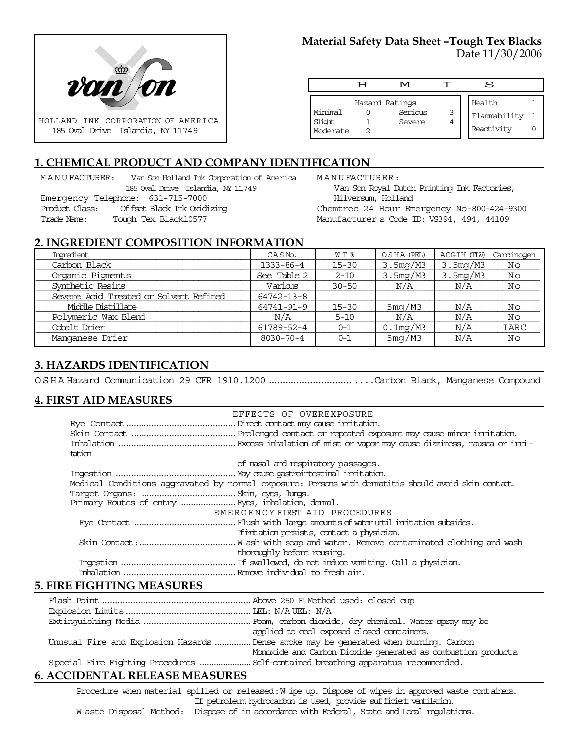HOLLAND INK CORPORATION OF AMERICA
185 Oval Drive Islandia, NY 11749

**Material Safety Data Sheet –Tough Tex Blacks**
Date 11/30/2006

| H | M | I | S |
|---|---|---|---|

| Hazard Ratings | | | |
|---|---|---|---|
| Minimal | 0 | Serious | 3 |
| Slight | 1 | Severe | 4 |
| Moderate | 2 | | |

| | |
|---|---|
| Health | 1 |
| Flammability | 1 |
| Reactivity | 0 |

## 1. CHEMICAL PRODUCT AND COMPANY IDENTIFICATION

MANUFACTURER: Van Son Holland Ink Corporation of America
185 Oval Drive Islandia, NY 11749
Emergency Telephone: 631-715-7000
Product Class: Offset Black Ink Oxidizing
Trade Name: Tough Tex Black10577

MANUFACTURER:
Van Son Royal Dutch Printing Ink Factories,
Hilversum, Holland
Chemtrec 24 Hour Emergency No-800-424-9300
Manufacturer s Code ID: VS394, 494, 44109

## 2. INGREDIENT COMPOSITION INFORMATION

| Ingredient | CAS No. | WT% | OSHA (PEL) | ACGIH (TLV) | Carcinogen |
|---|---|---|---|---|---|
| Carbon Black | 1333-86-4 | 15-30 | 3.5mg/M3 | 3.5mg/M3 | No |
| Organic Pigments | See Table 2 | 2-10 | 3.5mg/M3 | 3.5mg/M3 | No |
| Synthetic Resins | Various | 30-50 | N/A | N/A | No |
| Severe Acid Treated or Solvent Refined | 64742-13-8 | | | | |
| Middle Distillate | 64741-91-9 | 15-30 | 5mg/M3 | N/A | No |
| Polymeric Wax Blend | N/A | 5-10 | N/A | N/A | No |
| Cobalt Drier | 61789-52-4 | 0-1 | 0.1mg/M3 | N/A | IARC |
| Manganese Drier | 8030-70-4 | 0-1 | 5mg/M3 | N/A | No |

## 3. HAZARDS IDENTIFICATION

OSHA Hazard Communication 29 CFR 1910.1200 ....................................Carbon Black, Manganese Compound

## 4. FIRST AID MEASURES

EFFECTS OF OVEREXPOSURE

Eye Contact ............................................Direct contact may cause irritation.
Skin Contact ..........................................Prolonged contact or repeated exposure may cause minor irritation.
Inhalation ..............................................Excess inhalation of mist or vapor may cause dizziness, nausea or irritation of nasal and respiratory passages.
Ingestion ...............................................May cause gastrointestinal irritation.
Medical Conditions aggravated by normal exposure: Persons with dermatitis should avoid skin contact.
Target Organs: .......................................Skin, eyes, lungs.
Primary Routes of entry .......................Eyes, inhalation, dermal.

EMERGENCY FIRST AID PROCEDURES

Eye Contact ..........................................Flush with large amounts of water until irritation subsides. If irritation persists, contact a physician.
Skin Contact: .........................................Wash with soap and water. Remove contaminated clothing and wash thoroughly before reusing.
Ingestion ...............................................If swallowed, do not induce vomiting. Call a physician.
Inhalation ..............................................Remove individual to fresh air.

## 5. FIRE FIGHTING MEASURES

Flash Point ...........................................................Above 250 F Method used: closed cup
Explosion Limits ..................................................LEL: N/A UEL: N/A
Extinguishing Media ...........................................Foam, carbon dioxide, dry chemical. Water spray may be applied to cool exposed closed containers.
Unusual Fire and Explosion Hazards ...............Dense smoke may be generated when burning. Carbon Monoxide and Carbon Dioxide generated as combustion products
Special Fire Fighting Procedures .....................Self-contained breathing apparatus recommended.

## 6. ACCIDENTAL RELEASE MEASURES

Procedure when material spilled or released: Wipe up. Dispose of wipes in approved waste containers. If petroleum hydrocarbon is used, provide sufficient ventilation.
Waste Disposal Method: Dispose of in accordance with Federal, State and Local regulations.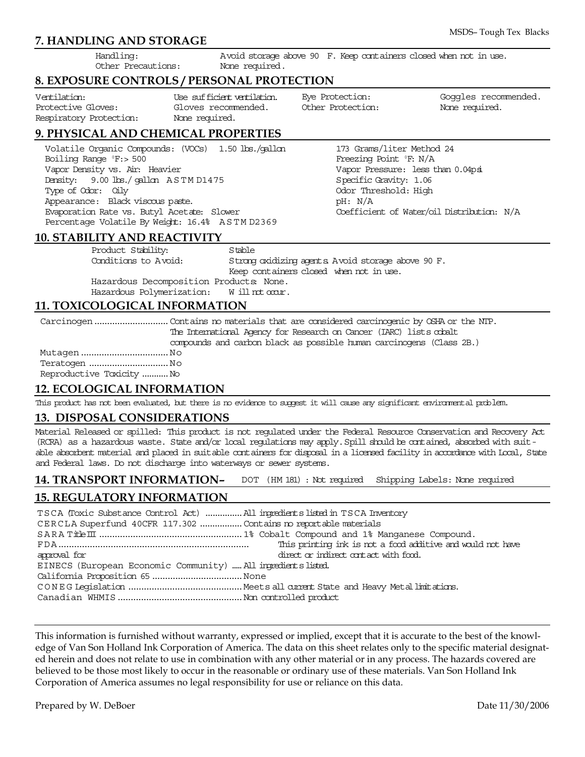## 7. HANDLING AND STORAGE

Handling: Avoid storage above 90 F. Keep containers closed when not in use.
Other Precautions: None required.

## 8. EXPOSURE CONTROLS / PERSONAL PROTECTION

| | | | |
|---|---|---|---|
| Ventilation: | Use sufficient ventilation. | Eye Protection: | Goggles recommended. |
| Protective Gloves: | Gloves recommended. | Other Protection: | None required. |
| Respiratory Protection: | None required. | | |

## 9. PHYSICAL AND CHEMICAL PROPERTIES

Volatile Organic Compounds: (VOCs) 1.50 lbs./gallon
173 Grams/liter Method 24
Boiling Range °F:> 500
Freezing Point °F: N/A
Vapor Density vs. Air: Heavier
Vapor Pressure: less than 0.04psi
Density: 9.00 lbs./gallon ASTM D1475
Specific Gravity: 1.06
Type of Odor: Oily
Odor Threshold: High
Appearance: Black viscous paste.
pH: N/A
Evaporation Rate vs. Butyl Acetate: Slower
Coefficient of Water/oil Distribution: N/A
Percentage Volatile By Weight: 16.4% ASTM D2369

## 10. STABILITY AND REACTIVITY

Product Stability: Stable
Conditions to Avoid: Strong oxidizing agents. Avoid storage above 90 F. Keep containers closed when not in use.
Hazardous Decomposition Products: None.
Hazardous Polymerization: Will not occur.

## 11. TOXICOLOGICAL INFORMATION

Carcinogen ............................ Contains no materials that are considered carcinogenic by OSHA or the NTP. The International Agency for Research on Cancer (IARC) lists cobalt compounds and carbon black as possible human carcinogens (Class 2B.)
Mutagen ................................. No
Teratogen ............................... No
Reproductive Toxicity ........... No

## 12. ECOLOGICAL INFORMATION

This product has not been evaluated, but there is no evidence to suggest it will cause any significant environmental problem.

## 13. DISPOSAL CONSIDERATIONS

Material Released or spilled: This product is not regulated under the Federal Resource Conservation and Recovery Act (RCRA) as a hazardous waste. State and/or local regulations may apply. Spill should be contained, absorbed with suitable absorbent material and placed in suitable containers for disposal in a licensed facility in accordance with Local, State and Federal laws. Do not discharge into waterways or sewer systems.

## 14. TRANSPORT INFORMATION– DOT (HM 181) : Not required Shipping Labels: None required

## 15. REGULATORY INFORMATION

TSCA (Toxic Substance Control Act) ............... All ingredients listed in TSCA Inventory
CERCLA Superfund 40CFR 117.302 ................ Contains no reportable materials
SARA Title III ....................................................... 1% Cobalt Compound and 1% Manganese Compound.
FDA ......................................................................... This printing ink is not a food additive and would not have approval for direct or indirect contact with food.
EINECS (European Economic Community) ..... All ingredients listed.
California Proposition 65 ................................... None
CONEG Legislation ............................................ Meets all current State and Heavy Metal limitations.
Canadian WHMIS ................................................ Non controlled product

---

This information is furnished without warranty, expressed or implied, except that it is accurate to the best of the knowledge of Van Son Holland Ink Corporation of America. The data on this sheet relates only to the specific material designated herein and does not relate to use in combination with any other material or in any process. The hazards covered are believed to be those most likely to occur in the reasonable or ordinary use of these materials. Van Son Holland Ink Corporation of America assumes no legal responsibility for use or reliance on this data.

Prepared by W. DeBoer

Date 11/30/2006